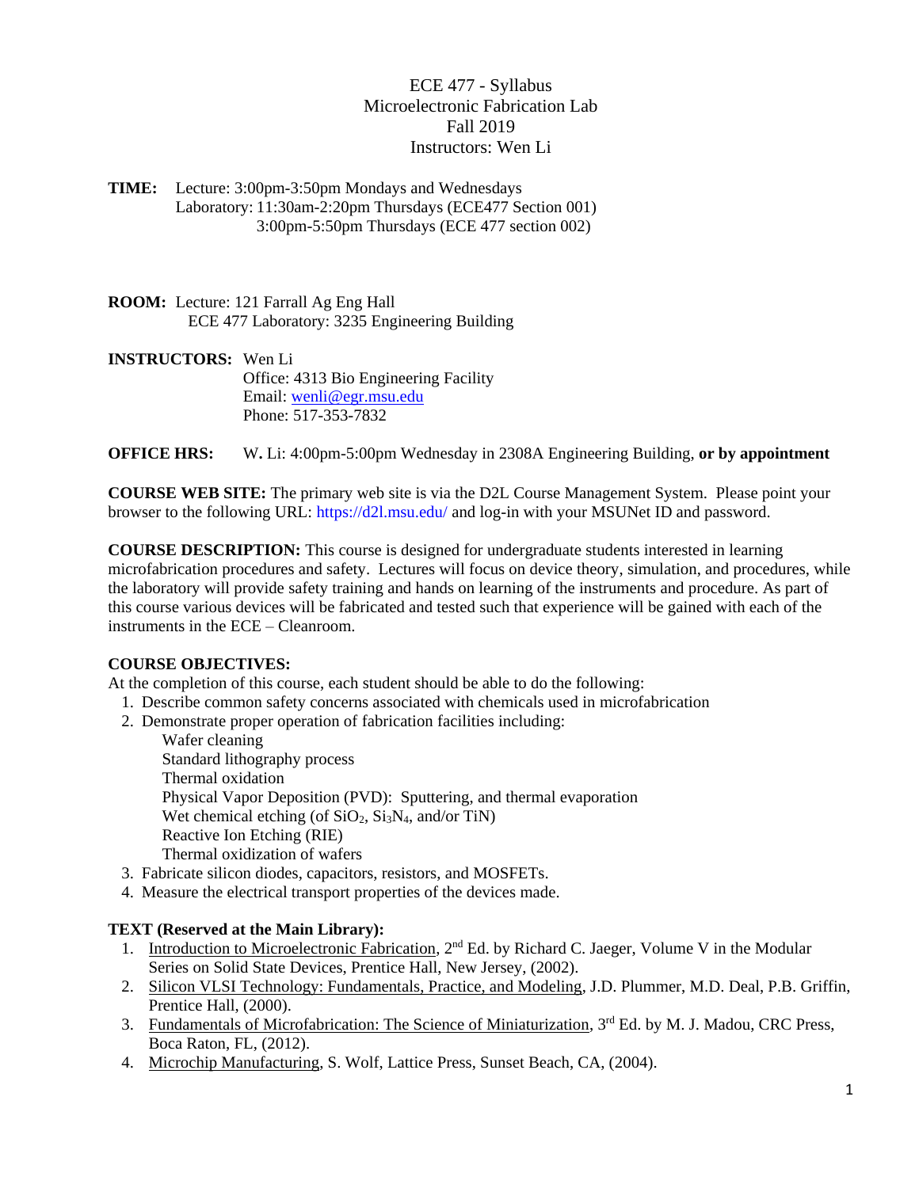# ECE 477 - Syllabus
## Microelectronic Fabrication Lab
## Fall 2019
## Instructors: Wen Li

**TIME:** Lecture: 3:00pm-3:50pm Mondays and Wednesdays
Laboratory: 11:30am-2:20pm Thursdays (ECE477 Section 001)
3:00pm-5:50pm Thursdays (ECE 477 section 002)

**ROOM:** Lecture: 121 Farrall Ag Eng Hall
ECE 477 Laboratory: 3235 Engineering Building

**INSTRUCTORS:** Wen Li
Office: 4313 Bio Engineering Facility
Email: wenli@egr.msu.edu
Phone: 517-353-7832

**OFFICE HRS:** W**.** Li: 4:00pm-5:00pm Wednesday in 2308A Engineering Building, **or by appointment**

**COURSE WEB SITE:** The primary web site is via the D2L Course Management System. Please point your browser to the following URL: https://d2l.msu.edu/ and log-in with your MSUNet ID and password.

**COURSE DESCRIPTION:** This course is designed for undergraduate students interested in learning microfabrication procedures and safety. Lectures will focus on device theory, simulation, and procedures, while the laboratory will provide safety training and hands on learning of the instruments and procedure. As part of this course various devices will be fabricated and tested such that experience will be gained with each of the instruments in the ECE – Cleanroom.

**COURSE OBJECTIVES:**
At the completion of this course, each student should be able to do the following:

1. Describe common safety concerns associated with chemicals used in microfabrication
2. Demonstrate proper operation of fabrication facilities including:
   - Wafer cleaning
   - Standard lithography process
   - Thermal oxidation
   - Physical Vapor Deposition (PVD): Sputtering, and thermal evaporation
   - Wet chemical etching (of $SiO_2$, $Si_3N_4$, and/or TiN)
   - Reactive Ion Etching (RIE)
   - Thermal oxidization of wafers
3. Fabricate silicon diodes, capacitors, resistors, and MOSFETs.
4. Measure the electrical transport properties of the devices made.

**TEXT (Reserved at the Main Library):**

1. Introduction to Microelectronic Fabrication, 2nd Ed. by Richard C. Jaeger, Volume V in the Modular Series on Solid State Devices, Prentice Hall, New Jersey, (2002).
2. Silicon VLSI Technology: Fundamentals, Practice, and Modeling, J.D. Plummer, M.D. Deal, P.B. Griffin, Prentice Hall, (2000).
3. Fundamentals of Microfabrication: The Science of Miniaturization, 3rd Ed. by M. J. Madou, CRC Press, Boca Raton, FL, (2012).
4. Microchip Manufacturing, S. Wolf, Lattice Press, Sunset Beach, CA, (2004).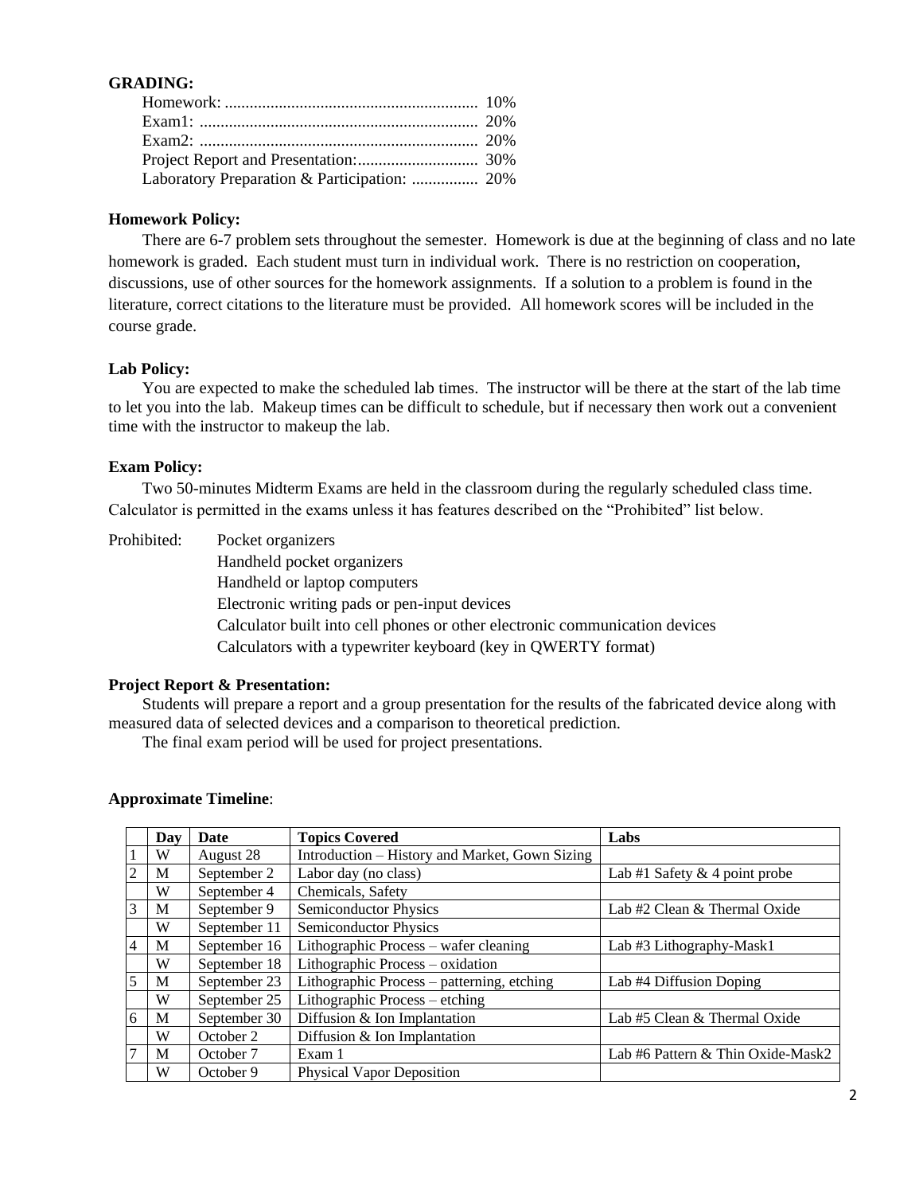**GRADING:**

Homework: ............................................................ 10%
Exam1: .................................................................. 20%
Exam2: .................................................................. 20%
Project Report and Presentation:............................. 30%
Laboratory Preparation & Participation: ................ 20%

**Homework Policy:**

There are 6-7 problem sets throughout the semester. Homework is due at the beginning of class and no late homework is graded. Each student must turn in individual work. There is no restriction on cooperation, discussions, use of other sources for the homework assignments. If a solution to a problem is found in the literature, correct citations to the literature must be provided. All homework scores will be included in the course grade.

**Lab Policy:**

You are expected to make the scheduled lab times. The instructor will be there at the start of the lab time to let you into the lab. Makeup times can be difficult to schedule, but if necessary then work out a convenient time with the instructor to makeup the lab.

**Exam Policy:**

Two 50-minutes Midterm Exams are held in the classroom during the regularly scheduled class time. Calculator is permitted in the exams unless it has features described on the "Prohibited" list below.

Prohibited:
- Pocket organizers
- Handheld pocket organizers
- Handheld or laptop computers
- Electronic writing pads or pen-input devices
- Calculator built into cell phones or other electronic communication devices
- Calculators with a typewriter keyboard (key in QWERTY format)

**Project Report & Presentation:**

Students will prepare a report and a group presentation for the results of the fabricated device along with measured data of selected devices and a comparison to theoretical prediction.

The final exam period will be used for project presentations.

**Approximate Timeline**:

| | Day | Date | Topics Covered | Labs |
|---|---|---|---|---|
| 1 | W | August 28 | Introduction – History and Market, Gown Sizing | |
| 2 | M | September 2 | Labor day (no class) | Lab #1 Safety & 4 point probe |
| | W | September 4 | Chemicals, Safety | |
| 3 | M | September 9 | Semiconductor Physics | Lab #2 Clean & Thermal Oxide |
| | W | September 11 | Semiconductor Physics | |
| 4 | M | September 16 | Lithographic Process – wafer cleaning | Lab #3 Lithography-Mask1 |
| | W | September 18 | Lithographic Process – oxidation | |
| 5 | M | September 23 | Lithographic Process – patterning, etching | Lab #4 Diffusion Doping |
| | W | September 25 | Lithographic Process – etching | |
| 6 | M | September 30 | Diffusion & Ion Implantation | Lab #5 Clean & Thermal Oxide |
| | W | October 2 | Diffusion & Ion Implantation | |
| 7 | M | October 7 | Exam 1 | Lab #6 Pattern & Thin Oxide-Mask2 |
| | W | October 9 | Physical Vapor Deposition | |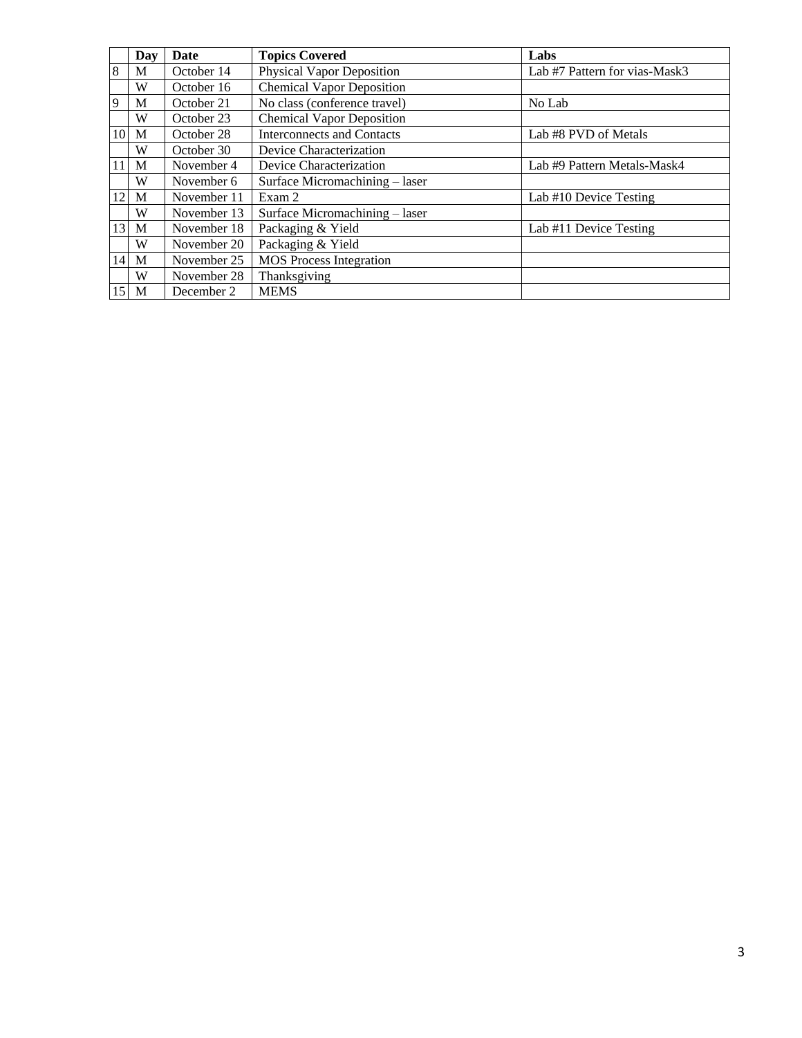| | Day | Date | Topics Covered | Labs |
|---|---|---|---|---|
| 8 | M | October 14 | Physical Vapor Deposition | Lab #7 Pattern for vias-Mask3 |
| | W | October 16 | Chemical Vapor Deposition | |
| 9 | M | October 21 | No class (conference travel) | No Lab |
| | W | October 23 | Chemical Vapor Deposition | |
| 10 | M | October 28 | Interconnects and Contacts | Lab #8 PVD of Metals |
| | W | October 30 | Device Characterization | |
| 11 | M | November 4 | Device Characterization | Lab #9 Pattern Metals-Mask4 |
| | W | November 6 | Surface Micromachining – laser | |
| 12 | M | November 11 | Exam 2 | Lab #10 Device Testing |
| | W | November 13 | Surface Micromachining – laser | |
| 13 | M | November 18 | Packaging & Yield | Lab #11 Device Testing |
| | W | November 20 | Packaging & Yield | |
| 14 | M | November 25 | MOS Process Integration | |
| | W | November 28 | Thanksgiving | |
| 15 | M | December 2 | MEMS | |